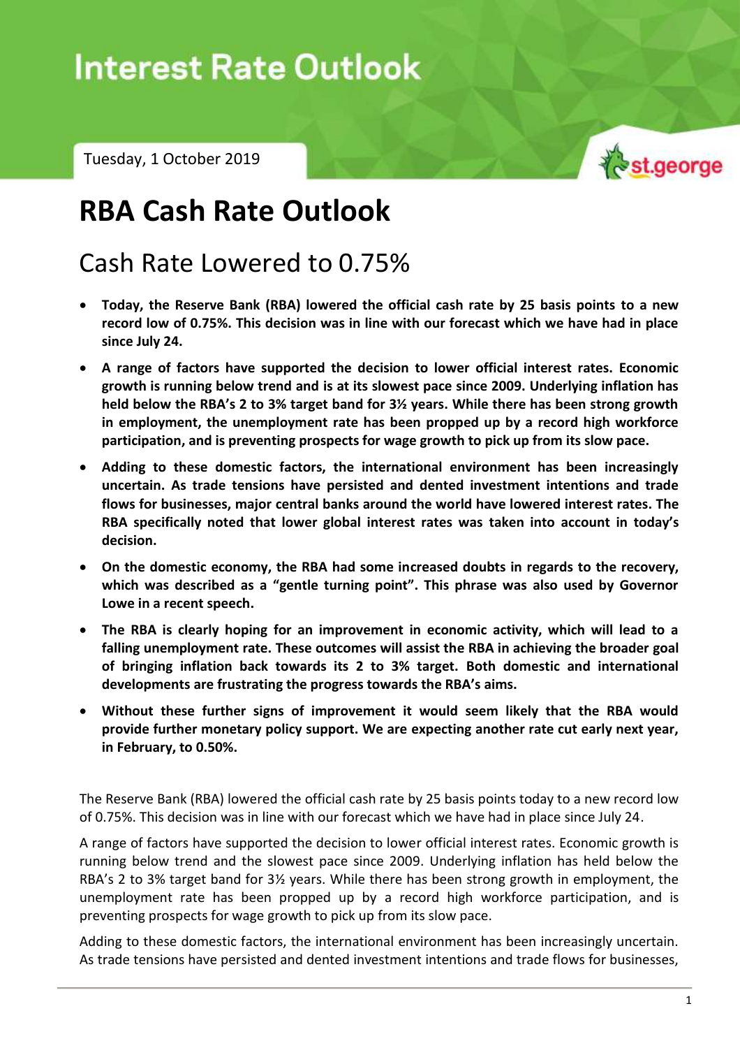# Interest Rate Outlook

Tuesday, 1 October 2019

# RBA Cash Rate Outlook

## Cash Rate Lowered to 0.75%

- **Today, the Reserve Bank (RBA) lowered the official cash rate by 25 basis points to a new record low of 0.75%. This decision was in line with our forecast which we have had in place since July 24.**
- **A range of factors have supported the decision to lower official interest rates. Economic growth is running below trend and is at its slowest pace since 2009. Underlying inflation has held below the RBA's 2 to 3% target band for 3½ years. While there has been strong growth in employment, the unemployment rate has been propped up by a record high workforce participation, and is preventing prospects for wage growth to pick up from its slow pace.**
- **Adding to these domestic factors, the international environment has been increasingly uncertain. As trade tensions have persisted and dented investment intentions and trade flows for businesses, major central banks around the world have lowered interest rates. The RBA specifically noted that lower global interest rates was taken into account in today's decision.**
- **On the domestic economy, the RBA had some increased doubts in regards to the recovery, which was described as a "gentle turning point". This phrase was also used by Governor Lowe in a recent speech.**
- **The RBA is clearly hoping for an improvement in economic activity, which will lead to a falling unemployment rate. These outcomes will assist the RBA in achieving the broader goal of bringing inflation back towards its 2 to 3% target. Both domestic and international developments are frustrating the progress towards the RBA's aims.**
- **Without these further signs of improvement it would seem likely that the RBA would provide further monetary policy support. We are expecting another rate cut early next year, in February, to 0.50%.**

The Reserve Bank (RBA) lowered the official cash rate by 25 basis points today to a new record low of 0.75%. This decision was in line with our forecast which we have had in place since July 24.

A range of factors have supported the decision to lower official interest rates. Economic growth is running below trend and the slowest pace since 2009. Underlying inflation has held below the RBA's 2 to 3% target band for 3½ years. While there has been strong growth in employment, the unemployment rate has been propped up by a record high workforce participation, and is preventing prospects for wage growth to pick up from its slow pace.

Adding to these domestic factors, the international environment has been increasingly uncertain. As trade tensions have persisted and dented investment intentions and trade flows for businesses,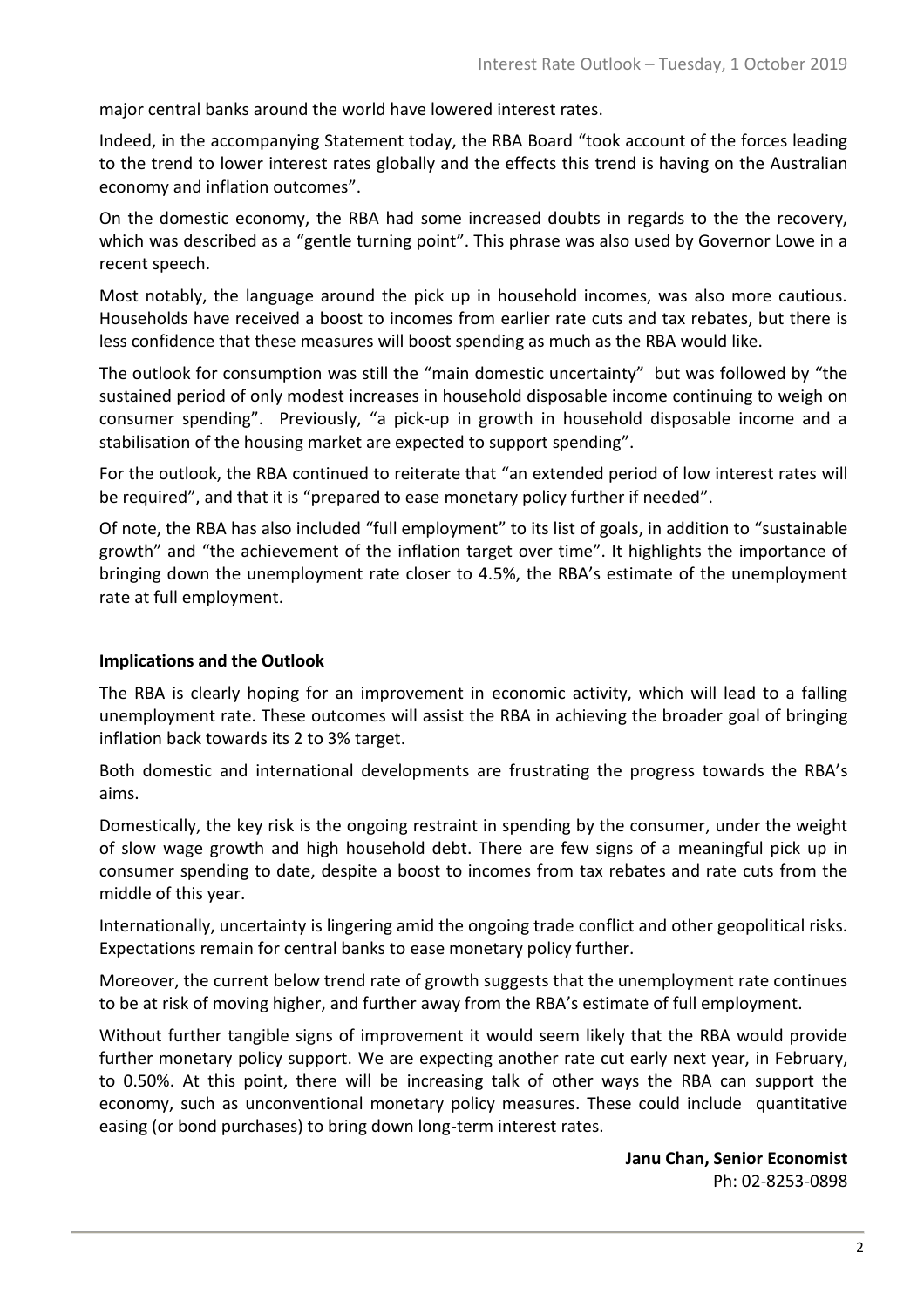major central banks around the world have lowered interest rates.

Indeed, in the accompanying Statement today, the RBA Board "took account of the forces leading to the trend to lower interest rates globally and the effects this trend is having on the Australian economy and inflation outcomes".

On the domestic economy, the RBA had some increased doubts in regards to the the recovery, which was described as a "gentle turning point". This phrase was also used by Governor Lowe in a recent speech.

Most notably, the language around the pick up in household incomes, was also more cautious. Households have received a boost to incomes from earlier rate cuts and tax rebates, but there is less confidence that these measures will boost spending as much as the RBA would like.

The outlook for consumption was still the "main domestic uncertainty" but was followed by "the sustained period of only modest increases in household disposable income continuing to weigh on consumer spending". Previously, "a pick-up in growth in household disposable income and a stabilisation of the housing market are expected to support spending".

For the outlook, the RBA continued to reiterate that "an extended period of low interest rates will be required", and that it is "prepared to ease monetary policy further if needed".

Of note, the RBA has also included "full employment" to its list of goals, in addition to "sustainable growth" and "the achievement of the inflation target over time". It highlights the importance of bringing down the unemployment rate closer to 4.5%, the RBA's estimate of the unemployment rate at full employment.

**Implications and the Outlook**

The RBA is clearly hoping for an improvement in economic activity, which will lead to a falling unemployment rate. These outcomes will assist the RBA in achieving the broader goal of bringing inflation back towards its 2 to 3% target.

Both domestic and international developments are frustrating the progress towards the RBA's aims.

Domestically, the key risk is the ongoing restraint in spending by the consumer, under the weight of slow wage growth and high household debt. There are few signs of a meaningful pick up in consumer spending to date, despite a boost to incomes from tax rebates and rate cuts from the middle of this year.

Internationally, uncertainty is lingering amid the ongoing trade conflict and other geopolitical risks. Expectations remain for central banks to ease monetary policy further.

Moreover, the current below trend rate of growth suggests that the unemployment rate continues to be at risk of moving higher, and further away from the RBA's estimate of full employment.

Without further tangible signs of improvement it would seem likely that the RBA would provide further monetary policy support. We are expecting another rate cut early next year, in February, to 0.50%. At this point, there will be increasing talk of other ways the RBA can support the economy, such as unconventional monetary policy measures. These could include quantitative easing (or bond purchases) to bring down long-term interest rates.

**Janu Chan, Senior Economist**
Ph: 02-8253-0898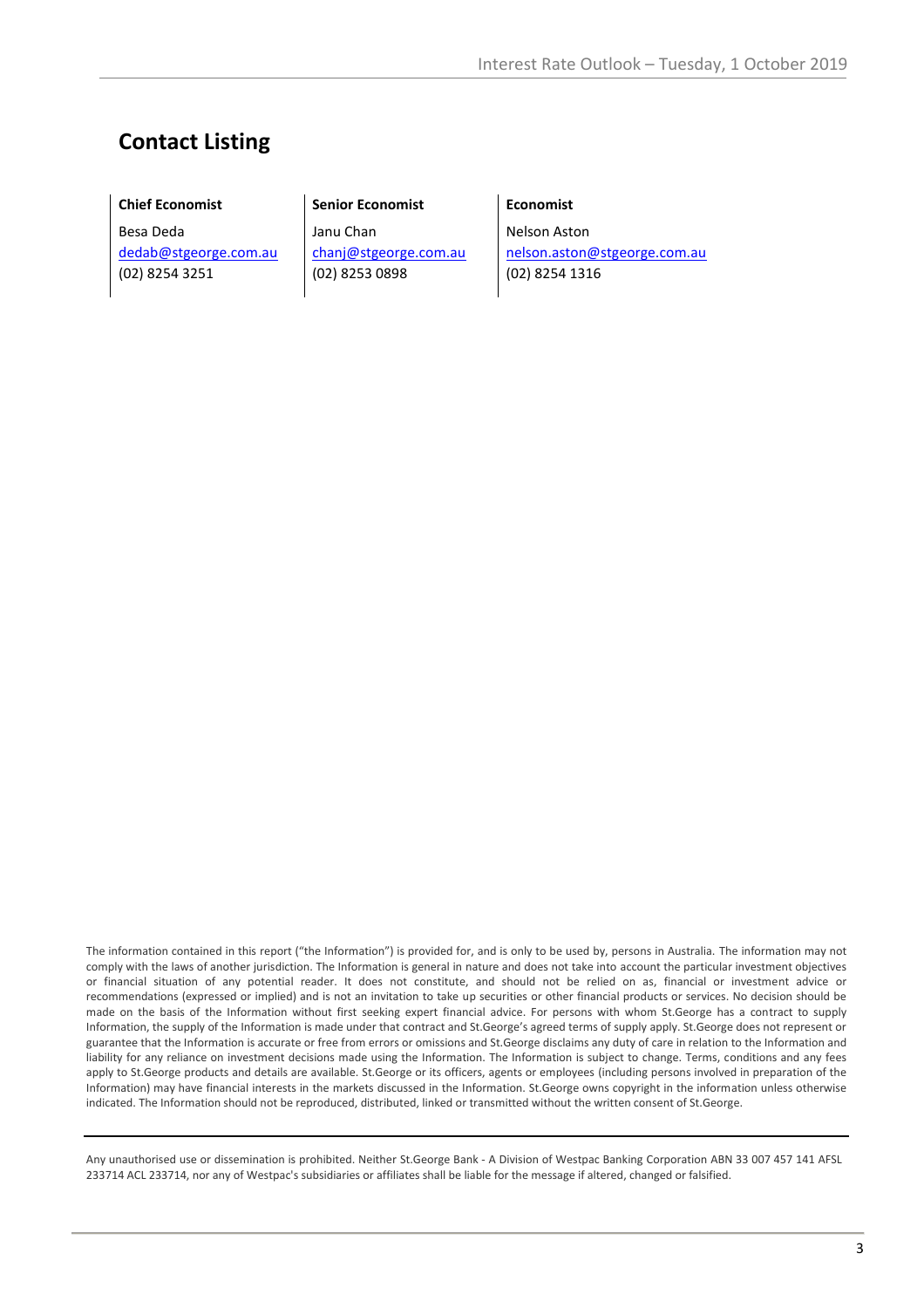## Contact Listing

**Chief Economist**

Besa Deda
dedab@stgeorge.com.au
(02) 8254 3251

**Senior Economist**

Janu Chan
chanj@stgeorge.com.au
(02) 8253 0898

**Economist**

Nelson Aston
nelson.aston@stgeorge.com.au
(02) 8254 1316

The information contained in this report ("the Information") is provided for, and is only to be used by, persons in Australia. The information may not comply with the laws of another jurisdiction. The Information is general in nature and does not take into account the particular investment objectives or financial situation of any potential reader. It does not constitute, and should not be relied on as, financial or investment advice or recommendations (expressed or implied) and is not an invitation to take up securities or other financial products or services. No decision should be made on the basis of the Information without first seeking expert financial advice. For persons with whom St.George has a contract to supply Information, the supply of the Information is made under that contract and St.George's agreed terms of supply apply. St.George does not represent or guarantee that the Information is accurate or free from errors or omissions and St.George disclaims any duty of care in relation to the Information and liability for any reliance on investment decisions made using the Information. The Information is subject to change. Terms, conditions and any fees apply to St.George products and details are available. St.George or its officers, agents or employees (including persons involved in preparation of the Information) may have financial interests in the markets discussed in the Information. St.George owns copyright in the information unless otherwise indicated. The Information should not be reproduced, distributed, linked or transmitted without the written consent of St.George.

Any unauthorised use or dissemination is prohibited. Neither St.George Bank - A Division of Westpac Banking Corporation ABN 33 007 457 141 AFSL 233714 ACL 233714, nor any of Westpac's subsidiaries or affiliates shall be liable for the message if altered, changed or falsified.